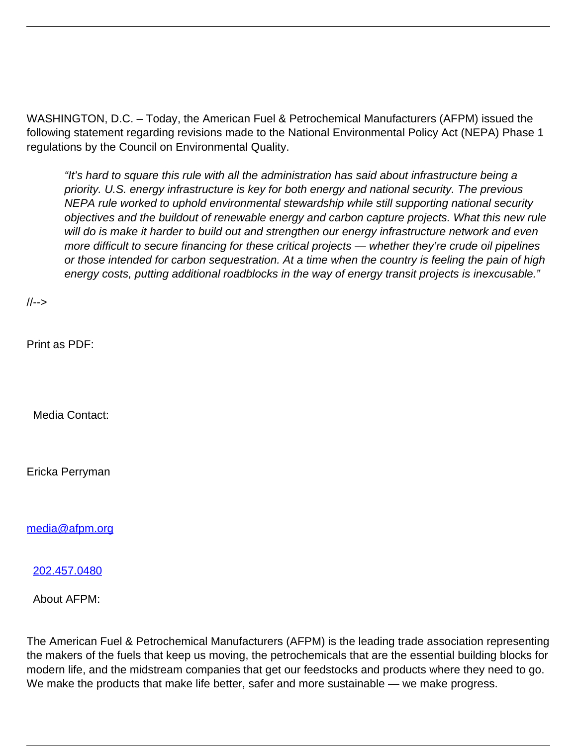WASHINGTON, D.C. – Today, the American Fuel & Petrochemical Manufacturers (AFPM) issued the following statement regarding revisions made to the National Environmental Policy Act (NEPA) Phase 1 regulations by the Council on Environmental Quality.

> *"It's hard to square this rule with all the administration has said about infrastructure being a priority. U.S. energy infrastructure is key for both energy and national security. The previous NEPA rule worked to uphold environmental stewardship while still supporting national security objectives and the buildout of renewable energy and carbon capture projects. What this new rule will do is make it harder to build out and strengthen our energy infrastructure network and even more difficult to secure financing for these critical projects — whether they're crude oil pipelines or those intended for carbon sequestration. At a time when the country is feeling the pain of high energy costs, putting additional roadblocks in the way of energy transit projects is inexcusable."*

//-->

Print as PDF:

Media Contact:

Ericka Perryman

media@afpm.org

202.457.0480

About AFPM:

The American Fuel & Petrochemical Manufacturers (AFPM) is the leading trade association representing the makers of the fuels that keep us moving, the petrochemicals that are the essential building blocks for modern life, and the midstream companies that get our feedstocks and products where they need to go. We make the products that make life better, safer and more sustainable — we make progress.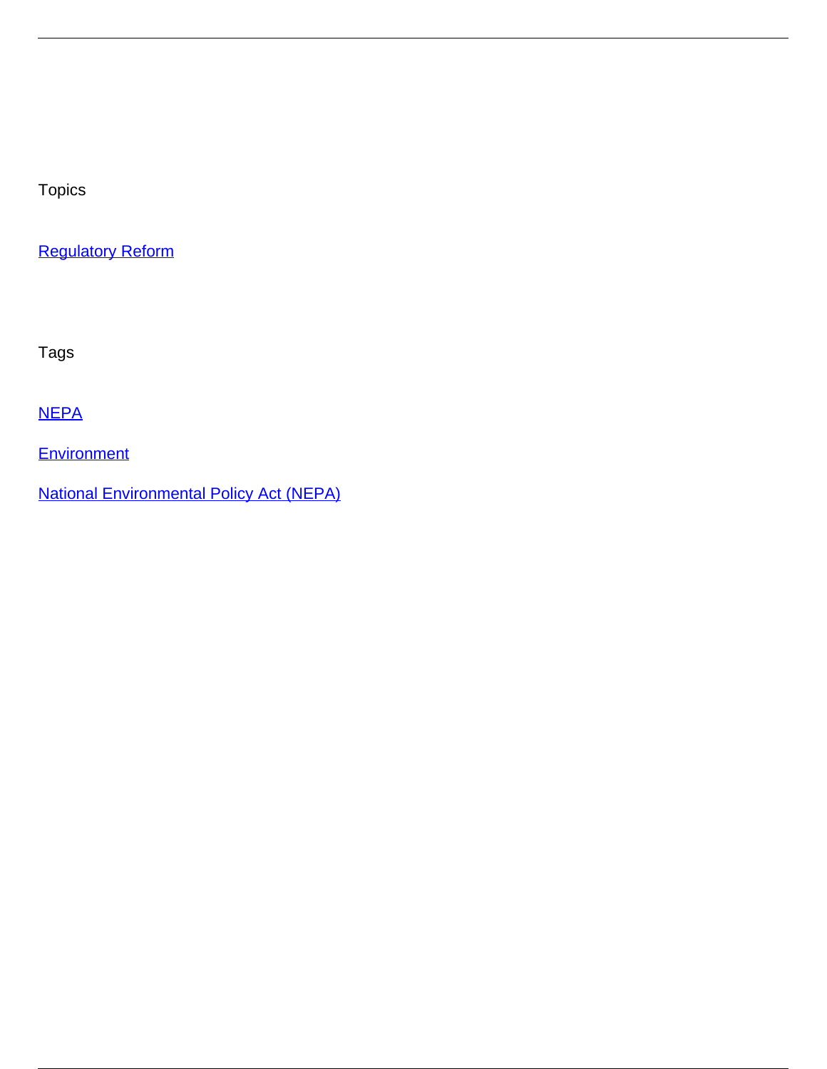Topics

[Regulatory Reform]

Tags

[NEPA]

[Environment]

[National Environmental Policy Act (NEPA)]